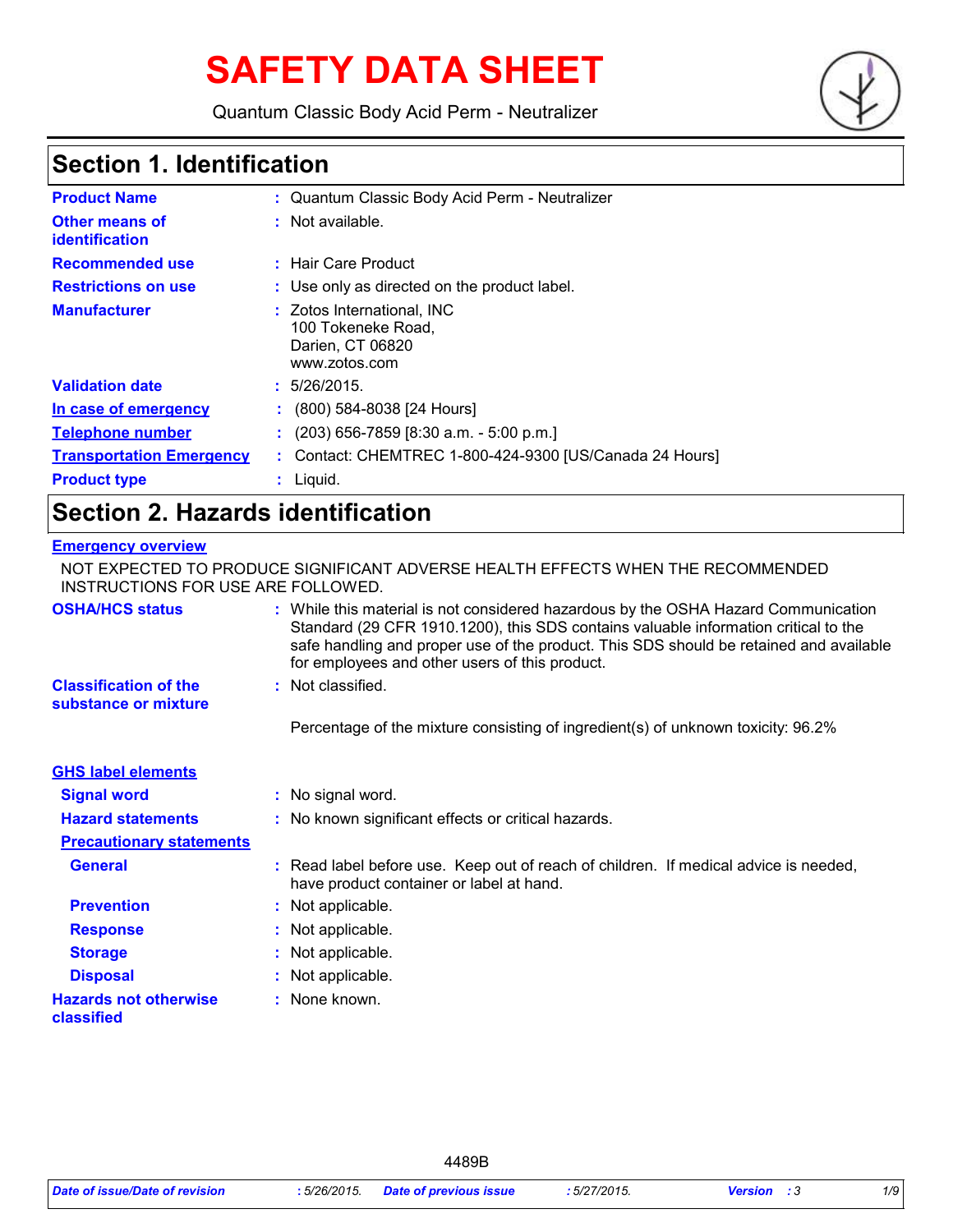# SAFETY DATA SHEET

Quantum Classic Body Acid Perm - Neutralizer

## Section 1. Identification

| | |
|---|---|
| **Product Name** | : Quantum Classic Body Acid Perm - Neutralizer |
| **Other means of identification** | : Not available. |
| **Recommended use** | : Hair Care Product |
| **Restrictions on use** | : Use only as directed on the product label. |
| **Manufacturer** | : Zotos International, INC<br>100 Tokeneke Road,<br>Darien, CT 06820<br>www.zotos.com |
| **Validation date** | : 5/26/2015. |
| **In case of emergency** | : (800) 584-8038 [24 Hours] |
| **Telephone number** | : (203) 656-7859 [8:30 a.m. - 5:00 p.m.] |
| **Transportation Emergency** | : Contact: CHEMTREC 1-800-424-9300 [US/Canada 24 Hours] |
| **Product type** | : Liquid. |

## Section 2. Hazards identification

**Emergency overview**

NOT EXPECTED TO PRODUCE SIGNIFICANT ADVERSE HEALTH EFFECTS WHEN THE RECOMMENDED INSTRUCTIONS FOR USE ARE FOLLOWED.

| | |
|---|---|
| **OSHA/HCS status** | : While this material is not considered hazardous by the OSHA Hazard Communication Standard (29 CFR 1910.1200), this SDS contains valuable information critical to the safe handling and proper use of the product. This SDS should be retained and available for employees and other users of this product. |
| **Classification of the substance or mixture** | : Not classified.<br><br>Percentage of the mixture consisting of ingredient(s) of unknown toxicity: 96.2% |

**GHS label elements**

| | |
|---|---|
| **Signal word** | : No signal word. |
| **Hazard statements** | : No known significant effects or critical hazards. |

**Precautionary statements**

| | |
|---|---|
| **General** | : Read label before use. Keep out of reach of children. If medical advice is needed, have product container or label at hand. |
| **Prevention** | : Not applicable. |
| **Response** | : Not applicable. |
| **Storage** | : Not applicable. |
| **Disposal** | : Not applicable. |
| **Hazards not otherwise classified** | : None known. |

4489B

*Date of issue/Date of revision* : 5/26/2015. *Date of previous issue* : 5/27/2015. *Version* : 3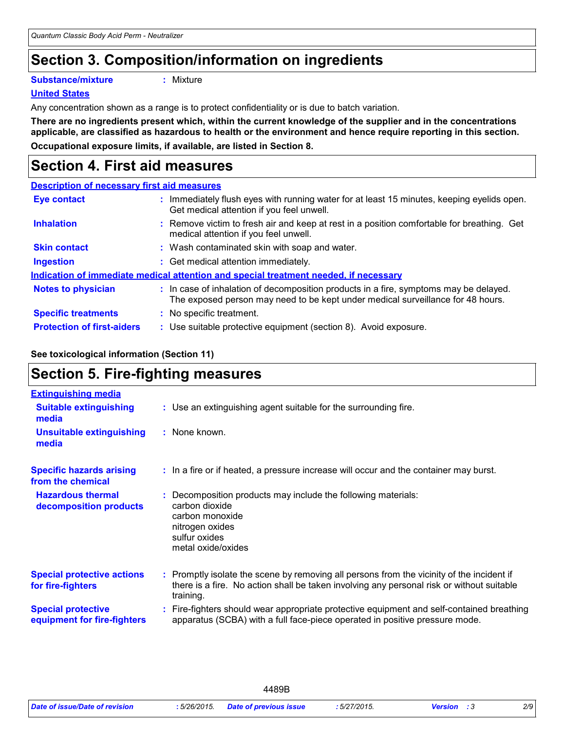# Section 3. Composition/information on ingredients

**Substance/mixture** : Mixture

**United States**

Any concentration shown as a range is to protect confidentiality or is due to batch variation.

**There are no ingredients present which, within the current knowledge of the supplier and in the concentrations applicable, are classified as hazardous to health or the environment and hence require reporting in this section.**

**Occupational exposure limits, if available, are listed in Section 8.**

# Section 4. First aid measures

**Description of necessary first aid measures**

**Eye contact** : Immediately flush eyes with running water for at least 15 minutes, keeping eyelids open. Get medical attention if you feel unwell.

**Inhalation** : Remove victim to fresh air and keep at rest in a position comfortable for breathing. Get medical attention if you feel unwell.

**Skin contact** : Wash contaminated skin with soap and water.

**Ingestion** : Get medical attention immediately.

**Indication of immediate medical attention and special treatment needed, if necessary**

**Notes to physician** : In case of inhalation of decomposition products in a fire, symptoms may be delayed. The exposed person may need to be kept under medical surveillance for 48 hours.

**Specific treatments** : No specific treatment.

**Protection of first-aiders** : Use suitable protective equipment (section 8). Avoid exposure.

**See toxicological information (Section 11)**

# Section 5. Fire-fighting measures

**Extinguishing media**

**Suitable extinguishing media** : Use an extinguishing agent suitable for the surrounding fire.

**Unsuitable extinguishing media** : None known.

**Specific hazards arising from the chemical** : In a fire or if heated, a pressure increase will occur and the container may burst.

**Hazardous thermal decomposition products** : Decomposition products may include the following materials:
carbon dioxide
carbon monoxide
nitrogen oxides
sulfur oxides
metal oxide/oxides

**Special protective actions for fire-fighters** : Promptly isolate the scene by removing all persons from the vicinity of the incident if there is a fire. No action shall be taken involving any personal risk or without suitable training.

**Special protective equipment for fire-fighters** : Fire-fighters should wear appropriate protective equipment and self-contained breathing apparatus (SCBA) with a full face-piece operated in positive pressure mode.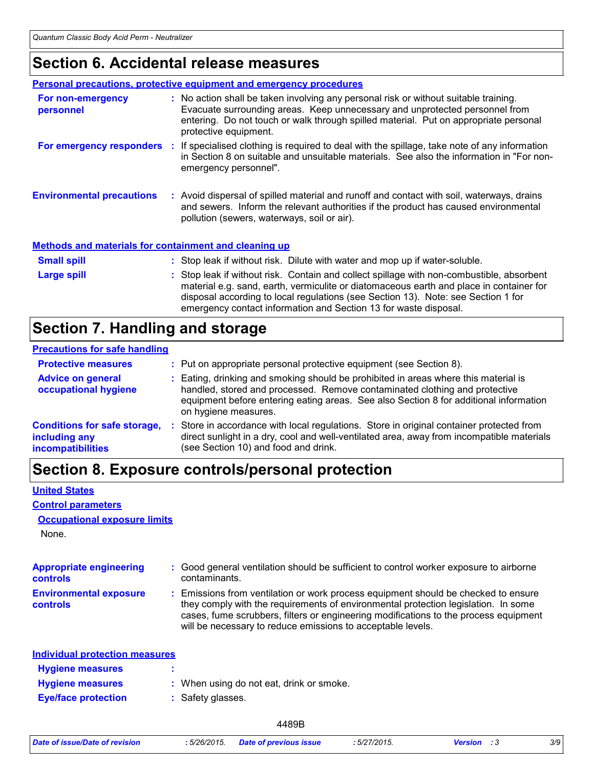# Section 6. Accidental release measures

### Personal precautions, protective equipment and emergency procedures

**For non-emergency personnel** : No action shall be taken involving any personal risk or without suitable training. Evacuate surrounding areas. Keep unnecessary and unprotected personnel from entering. Do not touch or walk through spilled material. Put on appropriate personal protective equipment.

**For emergency responders** : If specialised clothing is required to deal with the spillage, take note of any information in Section 8 on suitable and unsuitable materials. See also the information in "For non-emergency personnel".

**Environmental precautions** : Avoid dispersal of spilled material and runoff and contact with soil, waterways, drains and sewers. Inform the relevant authorities if the product has caused environmental pollution (sewers, waterways, soil or air).

### Methods and materials for containment and cleaning up

**Small spill** : Stop leak if without risk. Dilute with water and mop up if water-soluble.

**Large spill** : Stop leak if without risk. Contain and collect spillage with non-combustible, absorbent material e.g. sand, earth, vermiculite or diatomaceous earth and place in container for disposal according to local regulations (see Section 13). Note: see Section 1 for emergency contact information and Section 13 for waste disposal.

# Section 7. Handling and storage

### Precautions for safe handling

**Protective measures** : Put on appropriate personal protective equipment (see Section 8).

**Advice on general occupational hygiene** : Eating, drinking and smoking should be prohibited in areas where this material is handled, stored and processed. Remove contaminated clothing and protective equipment before entering eating areas. See also Section 8 for additional information on hygiene measures.

**Conditions for safe storage, including any incompatibilities** : Store in accordance with local regulations. Store in original container protected from direct sunlight in a dry, cool and well-ventilated area, away from incompatible materials (see Section 10) and food and drink.

# Section 8. Exposure controls/personal protection

### United States

### Control parameters

#### Occupational exposure limits

None.

**Appropriate engineering controls** : Good general ventilation should be sufficient to control worker exposure to airborne contaminants.

**Environmental exposure controls** : Emissions from ventilation or work process equipment should be checked to ensure they comply with the requirements of environmental protection legislation. In some cases, fume scrubbers, filters or engineering modifications to the process equipment will be necessary to reduce emissions to acceptable levels.

### Individual protection measures

**Hygiene measures** :

**Hygiene measures** : When using do not eat, drink or smoke.

**Eye/face protection** : Safety glasses.

4489B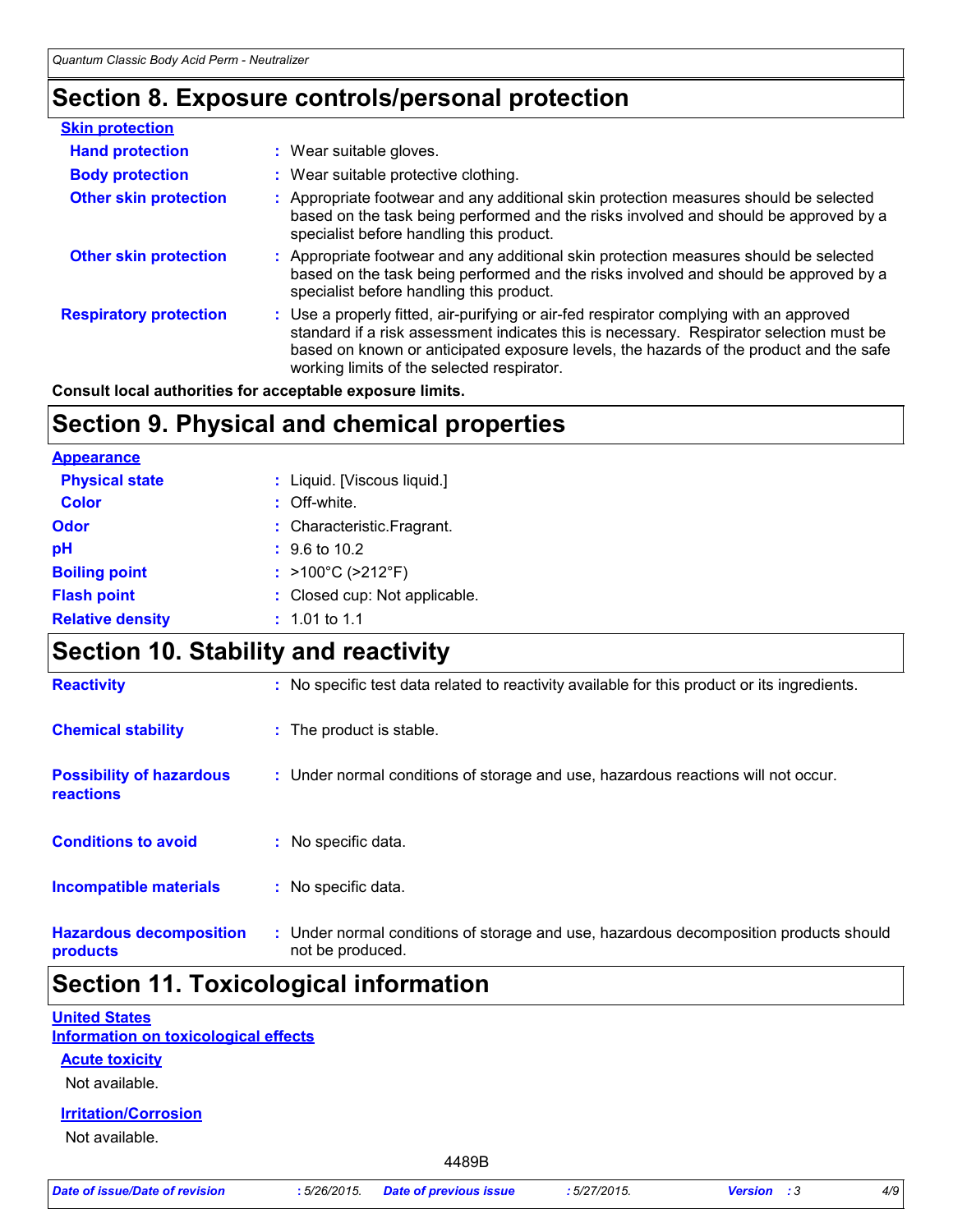## Section 8. Exposure controls/personal protection

**Skin protection**

| | |
|---|---|
| **Hand protection** | : Wear suitable gloves. |
| **Body protection** | : Wear suitable protective clothing. |
| **Other skin protection** | : Appropriate footwear and any additional skin protection measures should be selected based on the task being performed and the risks involved and should be approved by a specialist before handling this product. |
| **Other skin protection** | : Appropriate footwear and any additional skin protection measures should be selected based on the task being performed and the risks involved and should be approved by a specialist before handling this product. |
| **Respiratory protection** | : Use a properly fitted, air-purifying or air-fed respirator complying with an approved standard if a risk assessment indicates this is necessary. Respirator selection must be based on known or anticipated exposure levels, the hazards of the product and the safe working limits of the selected respirator. |

**Consult local authorities for acceptable exposure limits.**

## Section 9. Physical and chemical properties

**Appearance**

| | |
|---|---|
| **Physical state** | : Liquid. [Viscous liquid.] |
| **Color** | : Off-white. |
| **Odor** | : Characteristic.Fragrant. |
| **pH** | : 9.6 to 10.2 |
| **Boiling point** | : >100°C (>212°F) |
| **Flash point** | : Closed cup: Not applicable. |
| **Relative density** | : 1.01 to 1.1 |

## Section 10. Stability and reactivity

| | |
|---|---|
| **Reactivity** | : No specific test data related to reactivity available for this product or its ingredients. |
| **Chemical stability** | : The product is stable. |
| **Possibility of hazardous reactions** | : Under normal conditions of storage and use, hazardous reactions will not occur. |
| **Conditions to avoid** | : No specific data. |
| **Incompatible materials** | : No specific data. |
| **Hazardous decomposition products** | : Under normal conditions of storage and use, hazardous decomposition products should not be produced. |

## Section 11. Toxicological information

**United States**

**Information on toxicological effects**

**Acute toxicity**

Not available.

**Irritation/Corrosion**

Not available.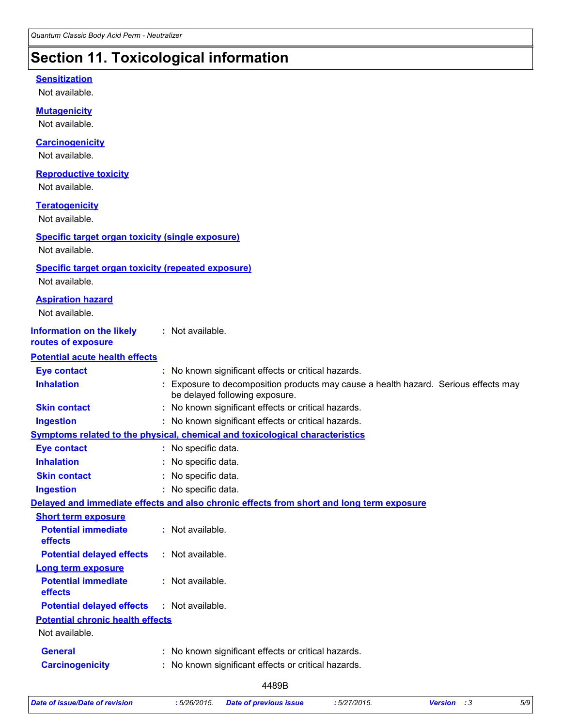# Section 11. Toxicological information

**Sensitization**

Not available.

**Mutagenicity**

Not available.

**Carcinogenicity**

Not available.

**Reproductive toxicity**

Not available.

**Teratogenicity**

Not available.

**Specific target organ toxicity (single exposure)**

Not available.

**Specific target organ toxicity (repeated exposure)**

Not available.

**Aspiration hazard**

Not available.

**Information on the likely routes of exposure** : Not available.

**Potential acute health effects**

**Eye contact** : No known significant effects or critical hazards.

**Inhalation** : Exposure to decomposition products may cause a health hazard. Serious effects may be delayed following exposure.

**Skin contact** : No known significant effects or critical hazards.

**Ingestion** : No known significant effects or critical hazards.

**Symptoms related to the physical, chemical and toxicological characteristics**

**Eye contact** : No specific data.

**Inhalation** : No specific data.

**Skin contact** : No specific data.

**Ingestion** : No specific data.

**Delayed and immediate effects and also chronic effects from short and long term exposure**

**Short term exposure**

**Potential immediate effects** : Not available.

**Potential delayed effects** : Not available.

**Long term exposure**

**Potential immediate effects** : Not available.

**Potential delayed effects** : Not available.

**Potential chronic health effects**

Not available.

**General** : No known significant effects or critical hazards.

**Carcinogenicity** : No known significant effects or critical hazards.

4489B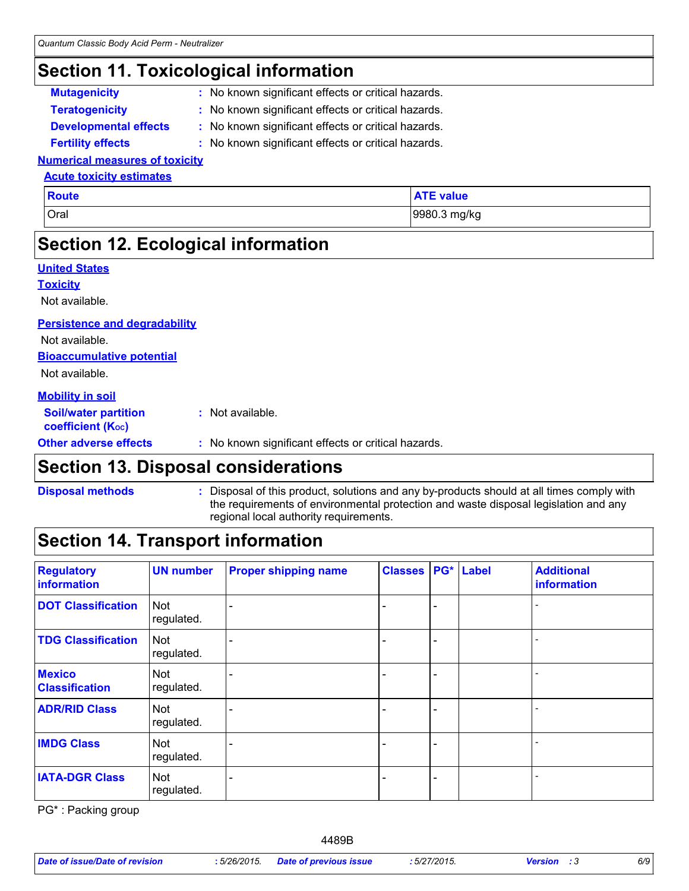## Section 11. Toxicological information

**Mutagenicity** : No known significant effects or critical hazards.

**Teratogenicity** : No known significant effects or critical hazards.

**Developmental effects** : No known significant effects or critical hazards.

**Fertility effects** : No known significant effects or critical hazards.

**Numerical measures of toxicity**

**Acute toxicity estimates**

| Route | ATE value |
|---|---|
| Oral | 9980.3 mg/kg |

## Section 12. Ecological information

**United States**

**Toxicity**

Not available.

**Persistence and degradability**

Not available.

**Bioaccumulative potential**

Not available.

**Mobility in soil**

**Soil/water partition coefficient ($K_{OC}$)** : Not available.

**Other adverse effects** : No known significant effects or critical hazards.

## Section 13. Disposal considerations

**Disposal methods** : Disposal of this product, solutions and any by-products should at all times comply with the requirements of environmental protection and waste disposal legislation and any regional local authority requirements.

## Section 14. Transport information

| Regulatory information | UN number | Proper shipping name | Classes | PG* | Label | Additional information |
|---|---|---|---|---|---|---|
| DOT Classification | Not regulated. | - | - | - | | - |
| TDG Classification | Not regulated. | - | - | - | | - |
| Mexico Classification | Not regulated. | - | - | - | | - |
| ADR/RID Class | Not regulated. | - | - | - | | - |
| IMDG Class | Not regulated. | - | - | - | | - |
| IATA-DGR Class | Not regulated. | - | - | - | | - |

PG* : Packing group

4489B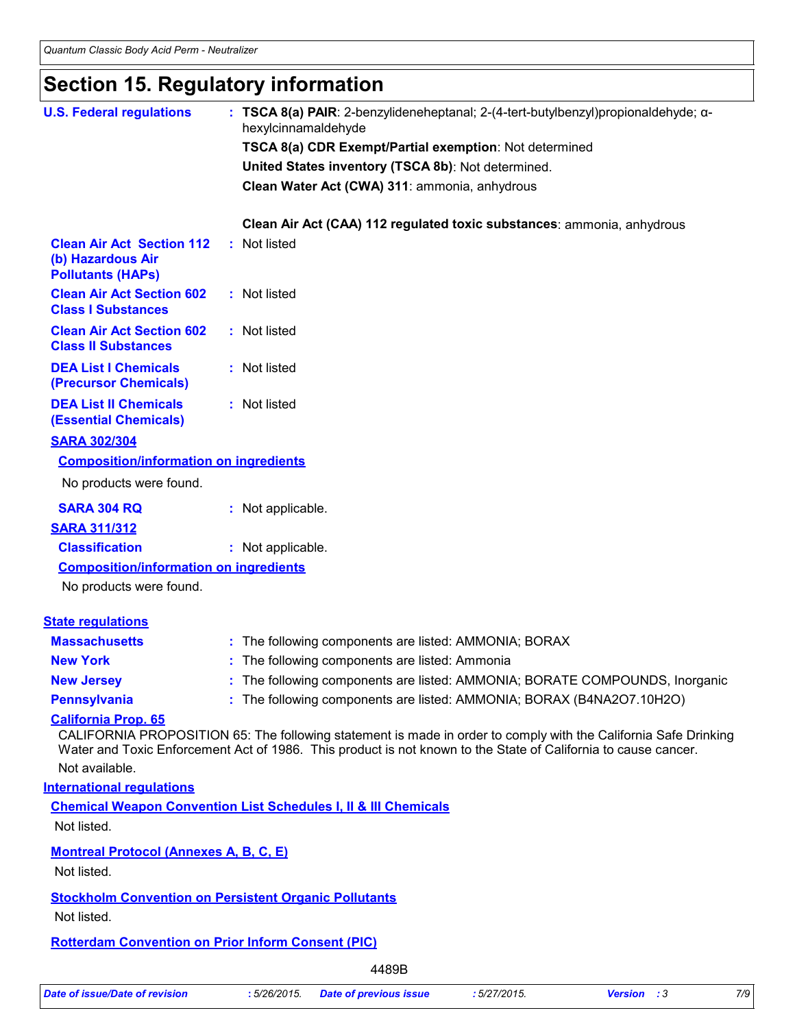# Section 15. Regulatory information

**U.S. Federal regulations** : **TSCA 8(a) PAIR**: 2-benzylideneheptanal; 2-(4-tert-butylbenzyl)propionaldehyde; α-hexylcinnamaldehyde

**TSCA 8(a) CDR Exempt/Partial exemption**: Not determined

**United States inventory (TSCA 8b)**: Not determined.

**Clean Water Act (CWA) 311**: ammonia, anhydrous

**Clean Air Act (CAA) 112 regulated toxic substances**: ammonia, anhydrous

**Clean Air Act Section 112 (b) Hazardous Air Pollutants (HAPs)** : Not listed

**Clean Air Act Section 602 Class I Substances** : Not listed

**Clean Air Act Section 602 Class II Substances** : Not listed

**DEA List I Chemicals (Precursor Chemicals)** : Not listed

**DEA List II Chemicals (Essential Chemicals)** : Not listed

**SARA 302/304**

**Composition/information on ingredients**

No products were found.

**SARA 304 RQ** : Not applicable.

**SARA 311/312**

**Classification** : Not applicable.

**Composition/information on ingredients**

No products were found.

**State regulations**

**Massachusetts** : The following components are listed: AMMONIA; BORAX

**New York** : The following components are listed: Ammonia

**New Jersey** : The following components are listed: AMMONIA; BORATE COMPOUNDS, Inorganic

**Pennsylvania** : The following components are listed: AMMONIA; BORAX (B4NA2O7.10H2O)

**California Prop. 65**

CALIFORNIA PROPOSITION 65: The following statement is made in order to comply with the California Safe Drinking Water and Toxic Enforcement Act of 1986. This product is not known to the State of California to cause cancer.

Not available.

**International regulations**

**Chemical Weapon Convention List Schedules I, II & III Chemicals**

Not listed.

**Montreal Protocol (Annexes A, B, C, E)**

Not listed.

**Stockholm Convention on Persistent Organic Pollutants**

Not listed.

**Rotterdam Convention on Prior Inform Consent (PIC)**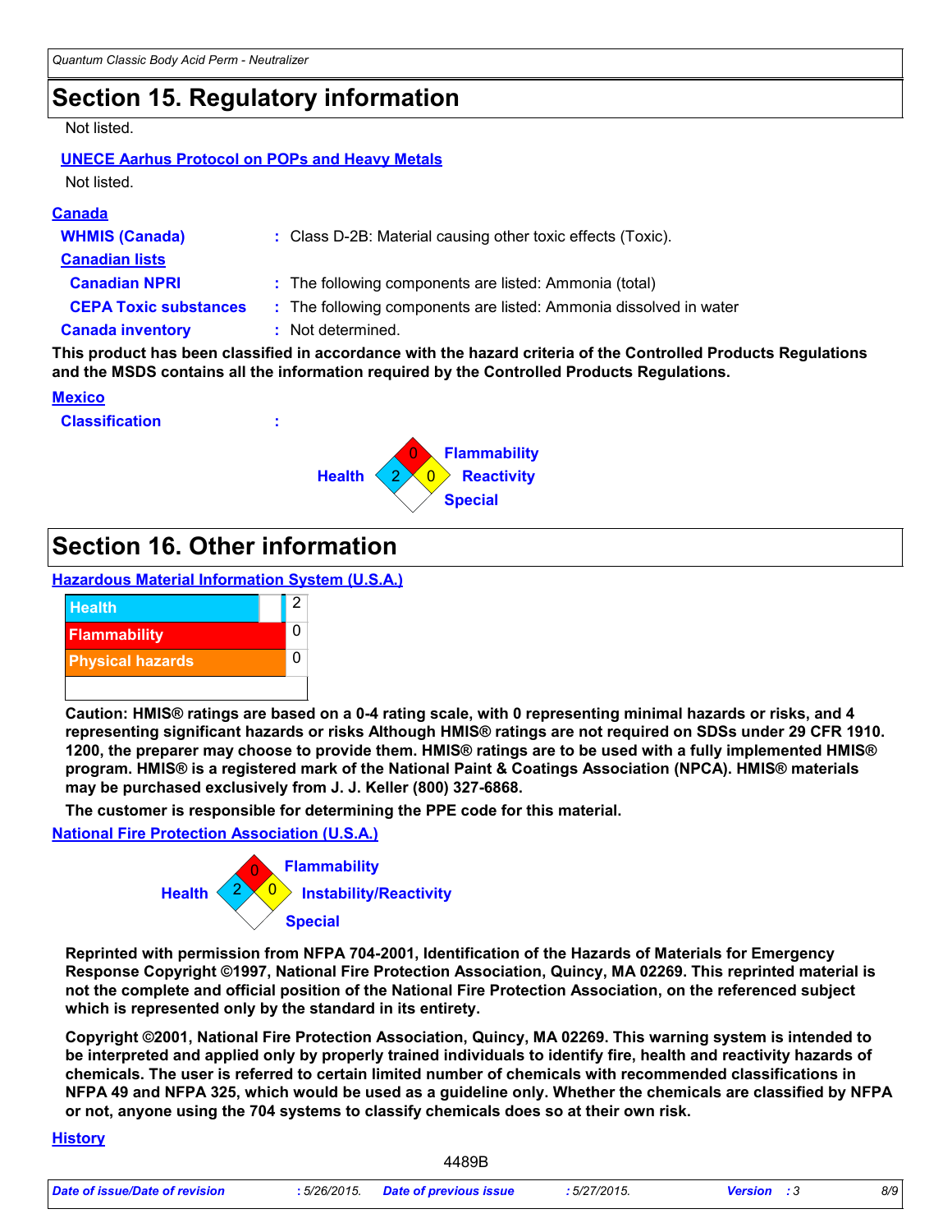## Section 15. Regulatory information

Not listed.

**UNECE Aarhus Protocol on POPs and Heavy Metals**

Not listed.

**Canada**

**WHMIS (Canada)** : Class D-2B: Material causing other toxic effects (Toxic).

**Canadian lists**

**Canadian NPRI** : The following components are listed: Ammonia (total)

**CEPA Toxic substances** : The following components are listed: Ammonia dissolved in water

**Canada inventory** : Not determined.

**This product has been classified in accordance with the hazard criteria of the Controlled Products Regulations and the MSDS contains all the information required by the Controlled Products Regulations.**

**Mexico**

**Classification** :

| Health | Flammability | Reactivity | Special |
| --- | --- | --- | --- |
| 2 | 0 | 0 | |

## Section 16. Other information

**Hazardous Material Information System (U.S.A.)**

| | |
| --- | --- |
| Health | 2 |
| Flammability | 0 |
| Physical hazards | 0 |

**Caution: HMIS® ratings are based on a 0-4 rating scale, with 0 representing minimal hazards or risks, and 4 representing significant hazards or risks Although HMIS® ratings are not required on SDSs under 29 CFR 1910. 1200, the preparer may choose to provide them. HMIS® ratings are to be used with a fully implemented HMIS® program. HMIS® is a registered mark of the National Paint & Coatings Association (NPCA). HMIS® materials may be purchased exclusively from J. J. Keller (800) 327-6868.**

**The customer is responsible for determining the PPE code for this material.**

**National Fire Protection Association (U.S.A.)**

| Health | Flammability | Instability/Reactivity | Special |
| --- | --- | --- | --- |
| 2 | 0 | 0 | |

**Reprinted with permission from NFPA 704-2001, Identification of the Hazards of Materials for Emergency Response Copyright ©1997, National Fire Protection Association, Quincy, MA 02269. This reprinted material is not the complete and official position of the National Fire Protection Association, on the referenced subject which is represented only by the standard in its entirety.**

**Copyright ©2001, National Fire Protection Association, Quincy, MA 02269. This warning system is intended to be interpreted and applied only by properly trained individuals to identify fire, health and reactivity hazards of chemicals. The user is referred to certain limited number of chemicals with recommended classifications in NFPA 49 and NFPA 325, which would be used as a guideline only. Whether the chemicals are classified by NFPA or not, anyone using the 704 systems to classify chemicals does so at their own risk.**

**History**

4489B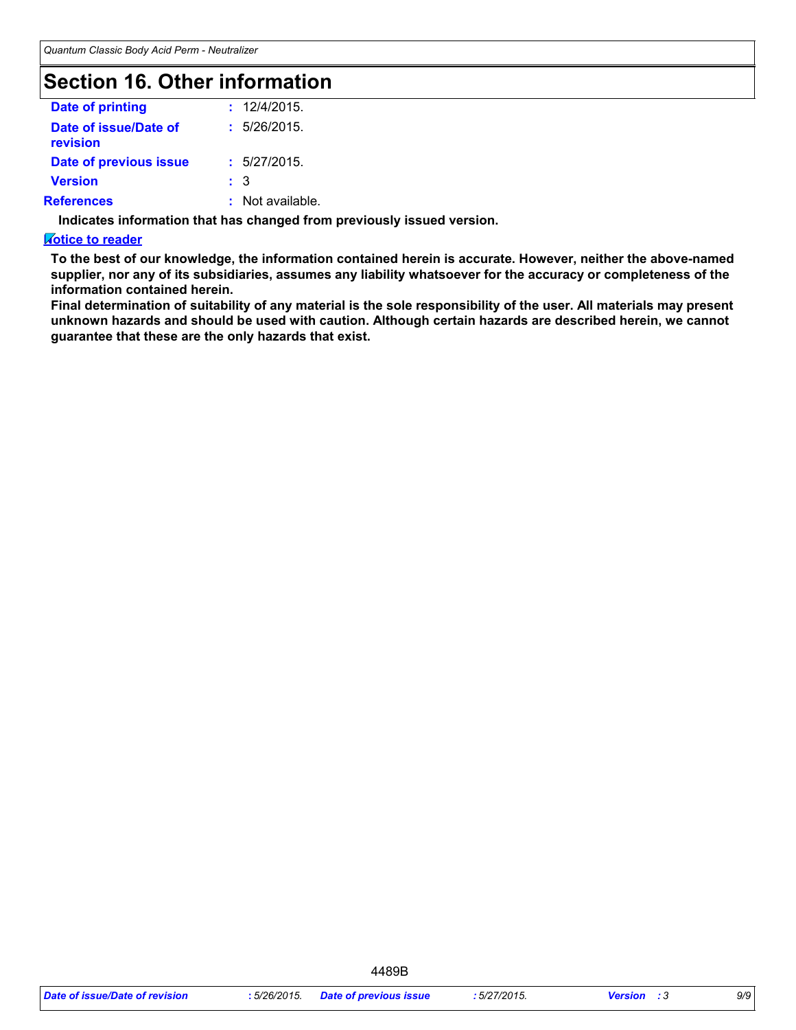# Section 16. Other information

| | |
|---|---|
| **Date of printing** | : 12/4/2015. |
| **Date of issue/Date of revision** | : 5/26/2015. |
| **Date of previous issue** | : 5/27/2015. |
| **Version** | : 3 |
| **References** | : Not available. |

**Indicates information that has changed from previously issued version.**

**Notice to reader**

**To the best of our knowledge, the information contained herein is accurate. However, neither the above-named supplier, nor any of its subsidiaries, assumes any liability whatsoever for the accuracy or completeness of the information contained herein.**

**Final determination of suitability of any material is the sole responsibility of the user. All materials may present unknown hazards and should be used with caution. Although certain hazards are described herein, we cannot guarantee that these are the only hazards that exist.**

4489B